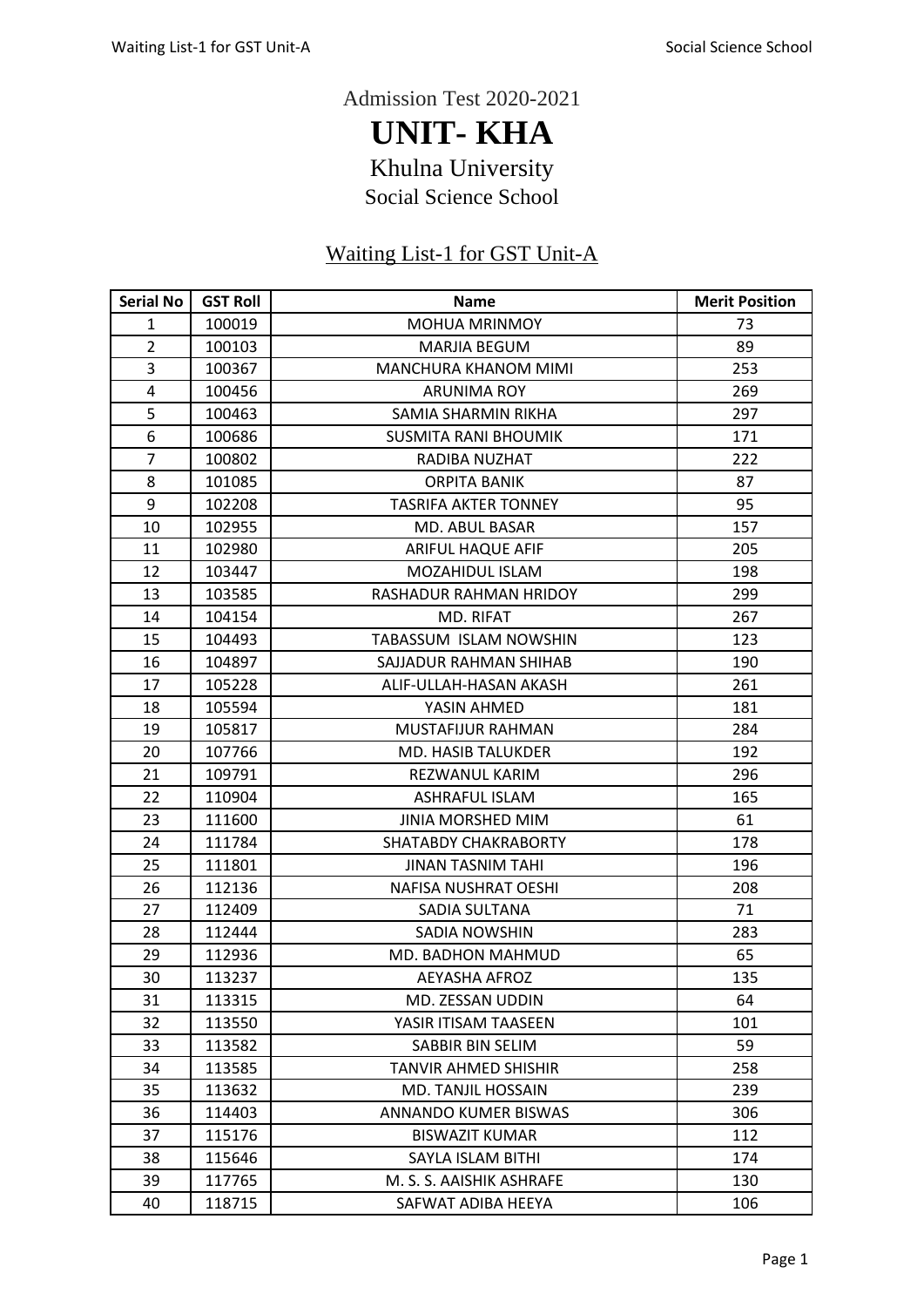Admission Test 2020-2021

# UNIT- KHA

## Khulna University

### Social Science School

### Waiting List-1 for GST Unit-A

| Serial No | GST Roll | Name | Merit Position |
|---|---|---|---|
| 1 | 100019 | MOHUA MRINMOY | 73 |
| 2 | 100103 | MARJIA BEGUM | 89 |
| 3 | 100367 | MANCHURA KHANOM MIMI | 253 |
| 4 | 100456 | ARUNIMA ROY | 269 |
| 5 | 100463 | SAMIA SHARMIN RIKHA | 297 |
| 6 | 100686 | SUSMITA RANI BHOUMIK | 171 |
| 7 | 100802 | RADIBA NUZHAT | 222 |
| 8 | 101085 | ORPITA BANIK | 87 |
| 9 | 102208 | TASRIFA AKTER TONNEY | 95 |
| 10 | 102955 | MD. ABUL BASAR | 157 |
| 11 | 102980 | ARIFUL HAQUE AFIF | 205 |
| 12 | 103447 | MOZAHIDUL ISLAM | 198 |
| 13 | 103585 | RASHADUR RAHMAN HRIDOY | 299 |
| 14 | 104154 | MD. RIFAT | 267 |
| 15 | 104493 | TABASSUM ISLAM NOWSHIN | 123 |
| 16 | 104897 | SAJJADUR RAHMAN SHIHAB | 190 |
| 17 | 105228 | ALIF-ULLAH-HASAN AKASH | 261 |
| 18 | 105594 | YASIN AHMED | 181 |
| 19 | 105817 | MUSTAFIJUR RAHMAN | 284 |
| 20 | 107766 | MD. HASIB TALUKDER | 192 |
| 21 | 109791 | REZWANUL KARIM | 296 |
| 22 | 110904 | ASHRAFUL ISLAM | 165 |
| 23 | 111600 | JINIA MORSHED MIM | 61 |
| 24 | 111784 | SHATABDY CHAKRABORTY | 178 |
| 25 | 111801 | JINAN TASNIM TAHI | 196 |
| 26 | 112136 | NAFISA NUSHRAT OESHI | 208 |
| 27 | 112409 | SADIA SULTANA | 71 |
| 28 | 112444 | SADIA NOWSHIN | 283 |
| 29 | 112936 | MD. BADHON MAHMUD | 65 |
| 30 | 113237 | AEYASHA AFROZ | 135 |
| 31 | 113315 | MD. ZESSAN UDDIN | 64 |
| 32 | 113550 | YASIR ITISAM TAASEEN | 101 |
| 33 | 113582 | SABBIR BIN SELIM | 59 |
| 34 | 113585 | TANVIR AHMED SHISHIR | 258 |
| 35 | 113632 | MD. TANJIL HOSSAIN | 239 |
| 36 | 114403 | ANNANDO KUMER BISWAS | 306 |
| 37 | 115176 | BISWAZIT KUMAR | 112 |
| 38 | 115646 | SAYLA ISLAM BITHI | 174 |
| 39 | 117765 | M. S. S. AAISHIK ASHRAFE | 130 |
| 40 | 118715 | SAFWAT ADIBA HEEYA | 106 |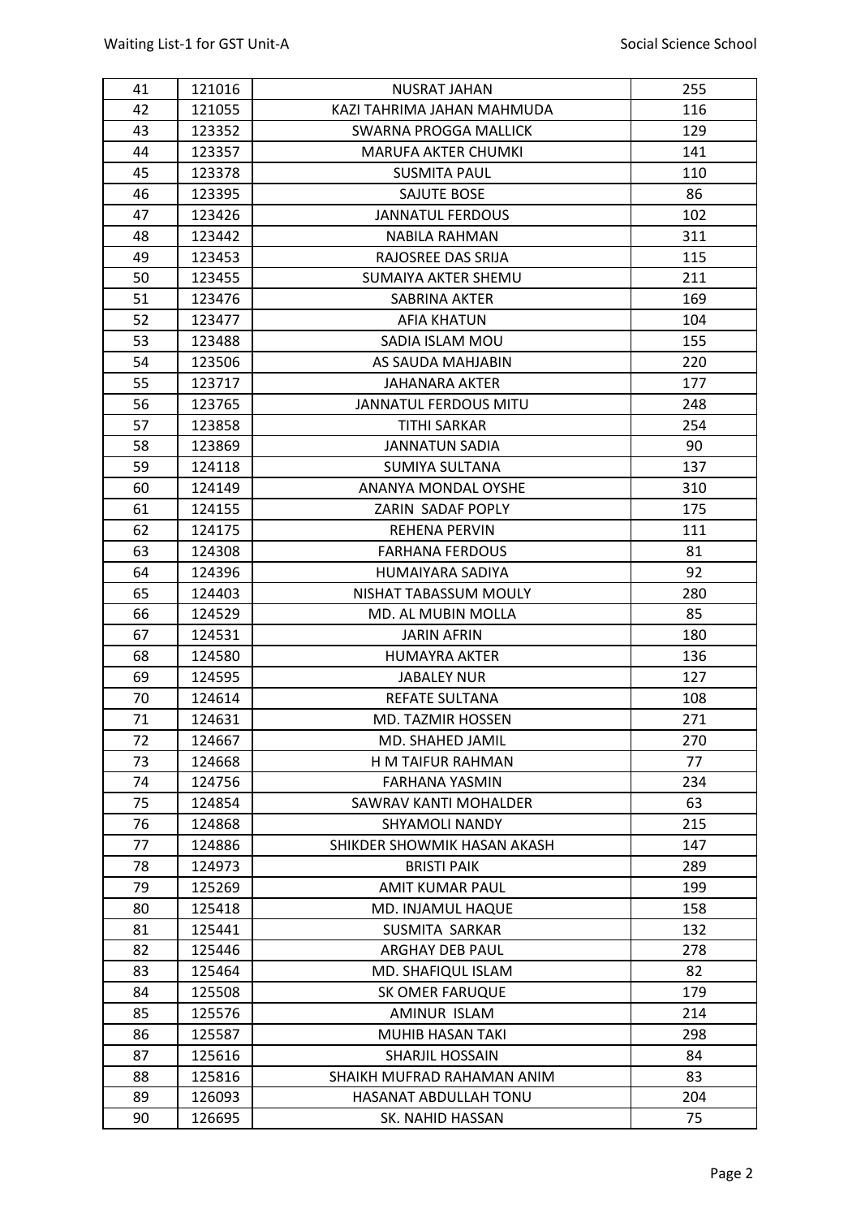| 41 | 121016 | NUSRAT JAHAN | 255 |
|---|---|---|---|
| 42 | 121055 | KAZI TAHRIMA JAHAN MAHMUDA | 116 |
| 43 | 123352 | SWARNA PROGGA MALLICK | 129 |
| 44 | 123357 | MARUFA AKTER CHUMKI | 141 |
| 45 | 123378 | SUSMITA PAUL | 110 |
| 46 | 123395 | SAJUTE BOSE | 86 |
| 47 | 123426 | JANNATUL FERDOUS | 102 |
| 48 | 123442 | NABILA RAHMAN | 311 |
| 49 | 123453 | RAJOSREE DAS SRIJA | 115 |
| 50 | 123455 | SUMAIYA AKTER SHEMU | 211 |
| 51 | 123476 | SABRINA AKTER | 169 |
| 52 | 123477 | AFIA KHATUN | 104 |
| 53 | 123488 | SADIA ISLAM MOU | 155 |
| 54 | 123506 | AS SAUDA MAHJABIN | 220 |
| 55 | 123717 | JAHANARA AKTER | 177 |
| 56 | 123765 | JANNATUL FERDOUS MITU | 248 |
| 57 | 123858 | TITHI SARKAR | 254 |
| 58 | 123869 | JANNATUN SADIA | 90 |
| 59 | 124118 | SUMIYA SULTANA | 137 |
| 60 | 124149 | ANANYA MONDAL OYSHE | 310 |
| 61 | 124155 | ZARIN SADAF POPLY | 175 |
| 62 | 124175 | REHENA PERVIN | 111 |
| 63 | 124308 | FARHANA FERDOUS | 81 |
| 64 | 124396 | HUMAIYARA SADIYA | 92 |
| 65 | 124403 | NISHAT TABASSUM MOULY | 280 |
| 66 | 124529 | MD. AL MUBIN MOLLA | 85 |
| 67 | 124531 | JARIN AFRIN | 180 |
| 68 | 124580 | HUMAYRA AKTER | 136 |
| 69 | 124595 | JABALEY NUR | 127 |
| 70 | 124614 | REFATE SULTANA | 108 |
| 71 | 124631 | MD. TAZMIR HOSSEN | 271 |
| 72 | 124667 | MD. SHAHED JAMIL | 270 |
| 73 | 124668 | H M TAIFUR RAHMAN | 77 |
| 74 | 124756 | FARHANA YASMIN | 234 |
| 75 | 124854 | SAWRAV KANTI MOHALDER | 63 |
| 76 | 124868 | SHYAMOLI NANDY | 215 |
| 77 | 124886 | SHIKDER SHOWMIK HASAN AKASH | 147 |
| 78 | 124973 | BRISTI PAIK | 289 |
| 79 | 125269 | AMIT KUMAR PAUL | 199 |
| 80 | 125418 | MD. INJAMUL HAQUE | 158 |
| 81 | 125441 | SUSMITA SARKAR | 132 |
| 82 | 125446 | ARGHAY DEB PAUL | 278 |
| 83 | 125464 | MD. SHAFIQUL ISLAM | 82 |
| 84 | 125508 | SK OMER FARUQUE | 179 |
| 85 | 125576 | AMINUR ISLAM | 214 |
| 86 | 125587 | MUHIB HASAN TAKI | 298 |
| 87 | 125616 | SHARJIL HOSSAIN | 84 |
| 88 | 125816 | SHAIKH MUFRAD RAHAMAN ANIM | 83 |
| 89 | 126093 | HASANAT ABDULLAH TONU | 204 |
| 90 | 126695 | SK. NAHID HASSAN | 75 |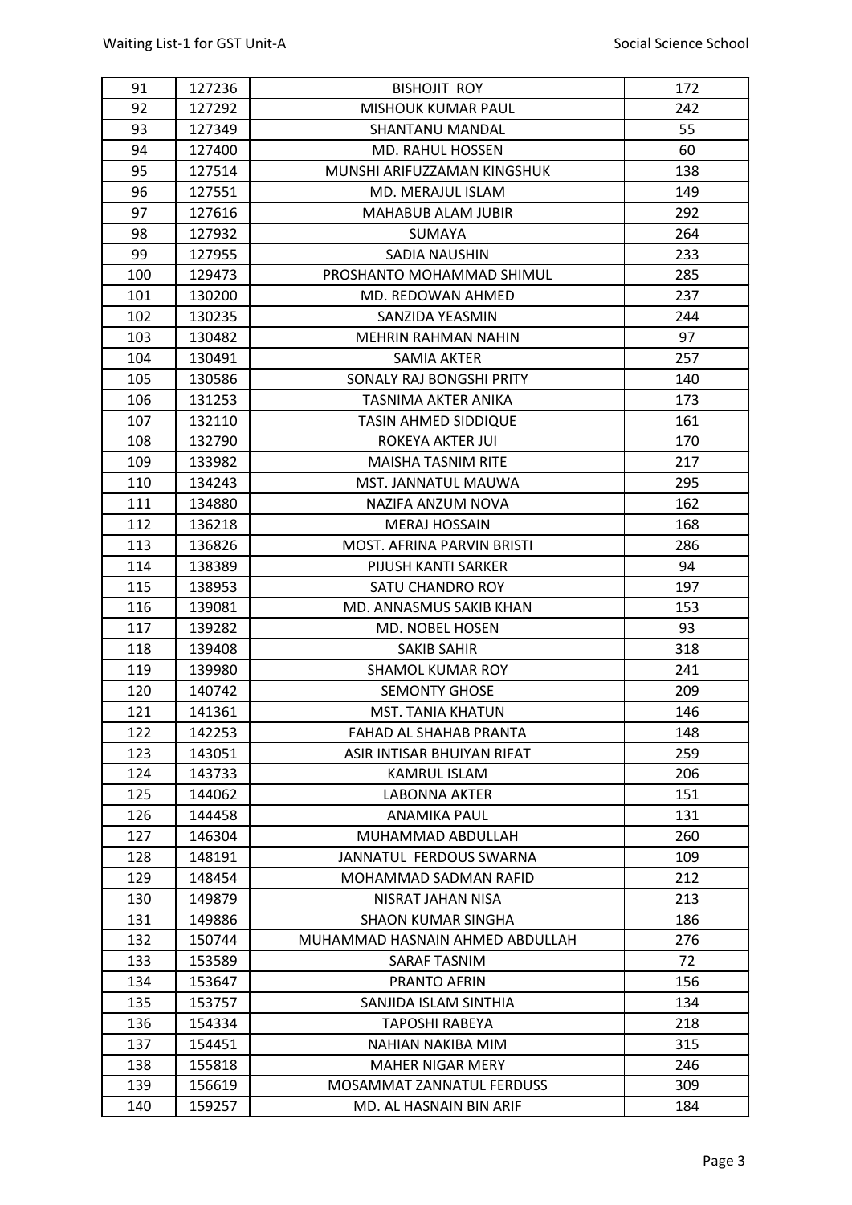| 91 | 127236 | BISHOJIT ROY | 172 |
|---|---|---|---|
| 92 | 127292 | MISHOUK KUMAR PAUL | 242 |
| 93 | 127349 | SHANTANU MANDAL | 55 |
| 94 | 127400 | MD. RAHUL HOSSEN | 60 |
| 95 | 127514 | MUNSHI ARIFUZZAMAN KINGSHUK | 138 |
| 96 | 127551 | MD. MERAJUL ISLAM | 149 |
| 97 | 127616 | MAHABUB ALAM JUBIR | 292 |
| 98 | 127932 | SUMAYA | 264 |
| 99 | 127955 | SADIA NAUSHIN | 233 |
| 100 | 129473 | PROSHANTO MOHAMMAD SHIMUL | 285 |
| 101 | 130200 | MD. REDOWAN AHMED | 237 |
| 102 | 130235 | SANZIDA YEASMIN | 244 |
| 103 | 130482 | MEHRIN RAHMAN NAHIN | 97 |
| 104 | 130491 | SAMIA AKTER | 257 |
| 105 | 130586 | SONALY RAJ BONGSHI PRITY | 140 |
| 106 | 131253 | TASNIMA AKTER ANIKA | 173 |
| 107 | 132110 | TASIN AHMED SIDDIQUE | 161 |
| 108 | 132790 | ROKEYA AKTER JUI | 170 |
| 109 | 133982 | MAISHA TASNIM RITE | 217 |
| 110 | 134243 | MST. JANNATUL MAUWA | 295 |
| 111 | 134880 | NAZIFA ANZUM NOVA | 162 |
| 112 | 136218 | MERAJ HOSSAIN | 168 |
| 113 | 136826 | MOST. AFRINA PARVIN BRISTI | 286 |
| 114 | 138389 | PIJUSH KANTI SARKER | 94 |
| 115 | 138953 | SATU CHANDRO ROY | 197 |
| 116 | 139081 | MD. ANNASMUS SAKIB KHAN | 153 |
| 117 | 139282 | MD. NOBEL HOSEN | 93 |
| 118 | 139408 | SAKIB SAHIR | 318 |
| 119 | 139980 | SHAMOL KUMAR ROY | 241 |
| 120 | 140742 | SEMONTY GHOSE | 209 |
| 121 | 141361 | MST. TANIA KHATUN | 146 |
| 122 | 142253 | FAHAD AL SHAHAB PRANTA | 148 |
| 123 | 143051 | ASIR INTISAR BHUIYAN RIFAT | 259 |
| 124 | 143733 | KAMRUL ISLAM | 206 |
| 125 | 144062 | LABONNA AKTER | 151 |
| 126 | 144458 | ANAMIKA PAUL | 131 |
| 127 | 146304 | MUHAMMAD ABDULLAH | 260 |
| 128 | 148191 | JANNATUL FERDOUS SWARNA | 109 |
| 129 | 148454 | MOHAMMAD SADMAN RAFID | 212 |
| 130 | 149879 | NISRAT JAHAN NISA | 213 |
| 131 | 149886 | SHAON KUMAR SINGHA | 186 |
| 132 | 150744 | MUHAMMAD HASNAIN AHMED ABDULLAH | 276 |
| 133 | 153589 | SARAF TASNIM | 72 |
| 134 | 153647 | PRANTO AFRIN | 156 |
| 135 | 153757 | SANJIDA ISLAM SINTHIA | 134 |
| 136 | 154334 | TAPOSHI RABEYA | 218 |
| 137 | 154451 | NAHIAN NAKIBA MIM | 315 |
| 138 | 155818 | MAHER NIGAR MERY | 246 |
| 139 | 156619 | MOSAMMAT ZANNATUL FERDUSS | 309 |
| 140 | 159257 | MD. AL HASNAIN BIN ARIF | 184 |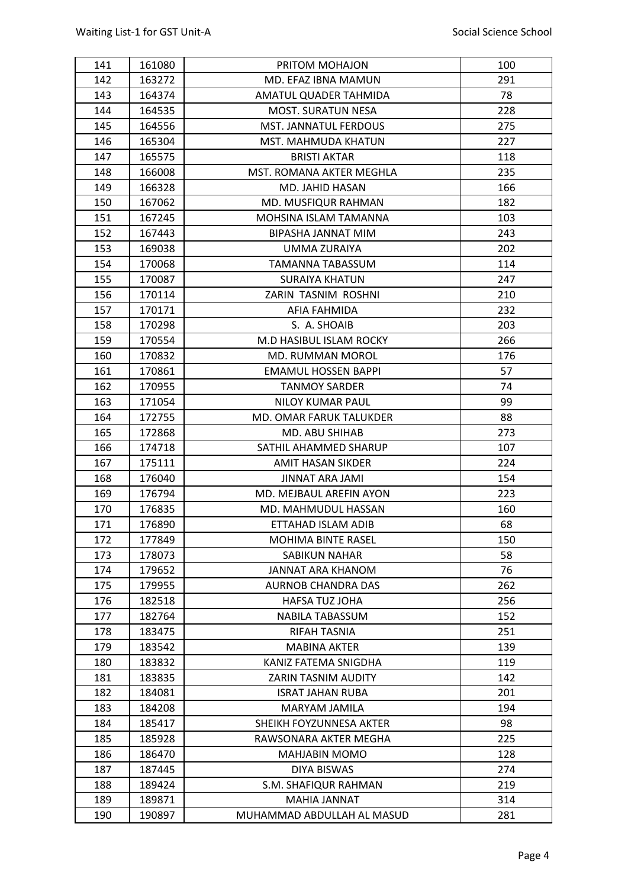| 141 | 161080 | PRITOM MOHAJON | 100 |
|---|---|---|---|
| 142 | 163272 | MD. EFAZ IBNA MAMUN | 291 |
| 143 | 164374 | AMATUL QUADER TAHMIDA | 78 |
| 144 | 164535 | MOST. SURATUN NESA | 228 |
| 145 | 164556 | MST. JANNATUL FERDOUS | 275 |
| 146 | 165304 | MST. MAHMUDA KHATUN | 227 |
| 147 | 165575 | BRISTI AKTAR | 118 |
| 148 | 166008 | MST. ROMANA AKTER MEGHLA | 235 |
| 149 | 166328 | MD. JAHID HASAN | 166 |
| 150 | 167062 | MD. MUSFIQUR RAHMAN | 182 |
| 151 | 167245 | MOHSINA ISLAM TAMANNA | 103 |
| 152 | 167443 | BIPASHA JANNAT MIM | 243 |
| 153 | 169038 | UMMA ZURAIYA | 202 |
| 154 | 170068 | TAMANNA TABASSUM | 114 |
| 155 | 170087 | SURAIYA KHATUN | 247 |
| 156 | 170114 | ZARIN TASNIM ROSHNI | 210 |
| 157 | 170171 | AFIA FAHMIDA | 232 |
| 158 | 170298 | S. A. SHOAIB | 203 |
| 159 | 170554 | M.D HASIBUL ISLAM ROCKY | 266 |
| 160 | 170832 | MD. RUMMAN MOROL | 176 |
| 161 | 170861 | EMAMUL HOSSEN BAPPI | 57 |
| 162 | 170955 | TANMOY SARDER | 74 |
| 163 | 171054 | NILOY KUMAR PAUL | 99 |
| 164 | 172755 | MD. OMAR FARUK TALUKDER | 88 |
| 165 | 172868 | MD. ABU SHIHAB | 273 |
| 166 | 174718 | SATHIL AHAMMED SHARUP | 107 |
| 167 | 175111 | AMIT HASAN SIKDER | 224 |
| 168 | 176040 | JINNAT ARA JAMI | 154 |
| 169 | 176794 | MD. MEJBAUL AREFIN AYON | 223 |
| 170 | 176835 | MD. MAHMUDUL HASSAN | 160 |
| 171 | 176890 | ETTAHAD ISLAM ADIB | 68 |
| 172 | 177849 | MOHIMA BINTE RASEL | 150 |
| 173 | 178073 | SABIKUN NAHAR | 58 |
| 174 | 179652 | JANNAT ARA KHANOM | 76 |
| 175 | 179955 | AURNOB CHANDRA DAS | 262 |
| 176 | 182518 | HAFSA TUZ JOHA | 256 |
| 177 | 182764 | NABILA TABASSUM | 152 |
| 178 | 183475 | RIFAH TASNIA | 251 |
| 179 | 183542 | MABINA AKTER | 139 |
| 180 | 183832 | KANIZ FATEMA SNIGDHA | 119 |
| 181 | 183835 | ZARIN TASNIM AUDITY | 142 |
| 182 | 184081 | ISRAT JAHAN RUBA | 201 |
| 183 | 184208 | MARYAM JAMILA | 194 |
| 184 | 185417 | SHEIKH FOYZUNNESA AKTER | 98 |
| 185 | 185928 | RAWSONARA AKTER MEGHA | 225 |
| 186 | 186470 | MAHJABIN MOMO | 128 |
| 187 | 187445 | DIYA BISWAS | 274 |
| 188 | 189424 | S.M. SHAFIQUR RAHMAN | 219 |
| 189 | 189871 | MAHIA JANNAT | 314 |
| 190 | 190897 | MUHAMMAD ABDULLAH AL MASUD | 281 |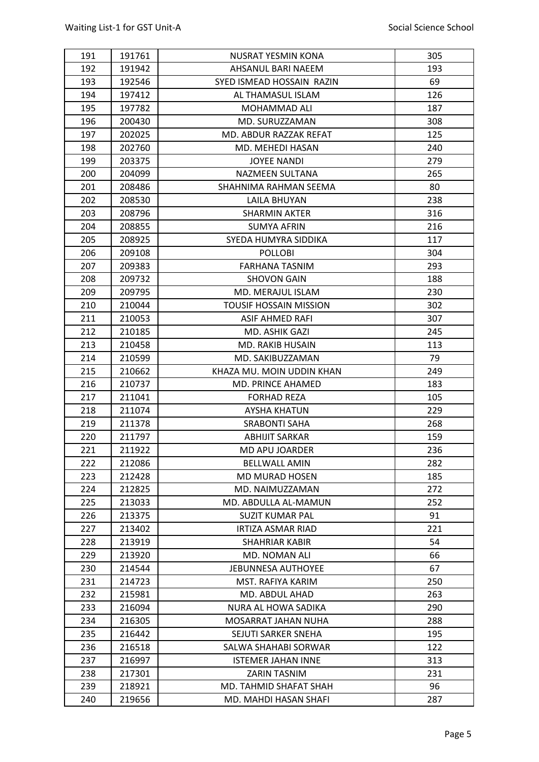| 191 | 191761 | NUSRAT YESMIN KONA | 305 |
|---|---|---|---|
| 192 | 191942 | AHSANUL BARI NAEEM | 193 |
| 193 | 192546 | SYED ISMEAD HOSSAIN RAZIN | 69 |
| 194 | 197412 | AL THAMASUL ISLAM | 126 |
| 195 | 197782 | MOHAMMAD ALI | 187 |
| 196 | 200430 | MD. SURUZZAMAN | 308 |
| 197 | 202025 | MD. ABDUR RAZZAK REFAT | 125 |
| 198 | 202760 | MD. MEHEDI HASAN | 240 |
| 199 | 203375 | JOYEE NANDI | 279 |
| 200 | 204099 | NAZMEEN SULTANA | 265 |
| 201 | 208486 | SHAHNIMA RAHMAN SEEMA | 80 |
| 202 | 208530 | LAILA BHUYAN | 238 |
| 203 | 208796 | SHARMIN AKTER | 316 |
| 204 | 208855 | SUMYA AFRIN | 216 |
| 205 | 208925 | SYEDA HUMYRA SIDDIKA | 117 |
| 206 | 209108 | POLLOBI | 304 |
| 207 | 209383 | FARHANA TASNIM | 293 |
| 208 | 209732 | SHOVON GAIN | 188 |
| 209 | 209795 | MD. MERAJUL ISLAM | 230 |
| 210 | 210044 | TOUSIF HOSSAIN MISSION | 302 |
| 211 | 210053 | ASIF AHMED RAFI | 307 |
| 212 | 210185 | MD. ASHIK GAZI | 245 |
| 213 | 210458 | MD. RAKIB HUSAIN | 113 |
| 214 | 210599 | MD. SAKIBUZZAMAN | 79 |
| 215 | 210662 | KHAZA MU. MOIN UDDIN KHAN | 249 |
| 216 | 210737 | MD. PRINCE AHAMED | 183 |
| 217 | 211041 | FORHAD REZA | 105 |
| 218 | 211074 | AYSHA KHATUN | 229 |
| 219 | 211378 | SRABONTI SAHA | 268 |
| 220 | 211797 | ABHIJIT SARKAR | 159 |
| 221 | 211922 | MD APU JOARDER | 236 |
| 222 | 212086 | BELLWALL AMIN | 282 |
| 223 | 212428 | MD MURAD HOSEN | 185 |
| 224 | 212825 | MD. NAIMUZZAMAN | 272 |
| 225 | 213033 | MD. ABDULLA AL-MAMUN | 252 |
| 226 | 213375 | SUZIT KUMAR PAL | 91 |
| 227 | 213402 | IRTIZA ASMAR RIAD | 221 |
| 228 | 213919 | SHAHRIAR KABIR | 54 |
| 229 | 213920 | MD. NOMAN ALI | 66 |
| 230 | 214544 | JEBUNNESA AUTHOYEE | 67 |
| 231 | 214723 | MST. RAFIYA KARIM | 250 |
| 232 | 215981 | MD. ABDUL AHAD | 263 |
| 233 | 216094 | NURA AL HOWA SADIKA | 290 |
| 234 | 216305 | MOSARRAT JAHAN NUHA | 288 |
| 235 | 216442 | SEJUTI SARKER SNEHA | 195 |
| 236 | 216518 | SALWA SHAHABI SORWAR | 122 |
| 237 | 216997 | ISTEMER JAHAN INNE | 313 |
| 238 | 217301 | ZARIN TASNIM | 231 |
| 239 | 218921 | MD. TAHMID SHAFAT SHAH | 96 |
| 240 | 219656 | MD. MAHDI HASAN SHAFI | 287 |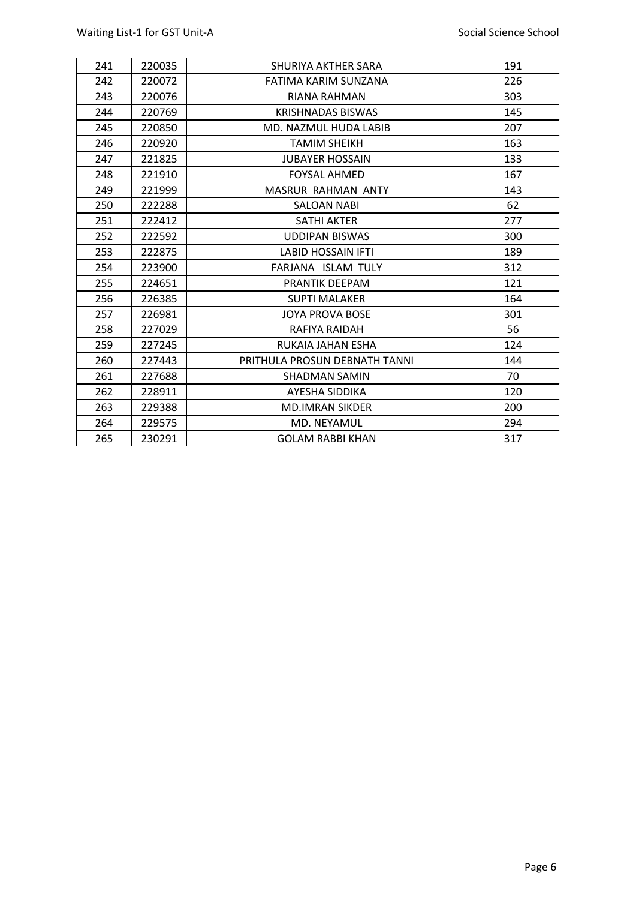| | | | |
|---|---|---|---|
| 241 | 220035 | SHURIYA AKTHER SARA | 191 |
| 242 | 220072 | FATIMA KARIM SUNZANA | 226 |
| 243 | 220076 | RIANA RAHMAN | 303 |
| 244 | 220769 | KRISHNADAS BISWAS | 145 |
| 245 | 220850 | MD. NAZMUL HUDA LABIB | 207 |
| 246 | 220920 | TAMIM SHEIKH | 163 |
| 247 | 221825 | JUBAYER HOSSAIN | 133 |
| 248 | 221910 | FOYSAL AHMED | 167 |
| 249 | 221999 | MASRUR RAHMAN ANTY | 143 |
| 250 | 222288 | SALOAN NABI | 62 |
| 251 | 222412 | SATHI AKTER | 277 |
| 252 | 222592 | UDDIPAN BISWAS | 300 |
| 253 | 222875 | LABID HOSSAIN IFTI | 189 |
| 254 | 223900 | FARJANA ISLAM TULY | 312 |
| 255 | 224651 | PRANTIK DEEPAM | 121 |
| 256 | 226385 | SUPTI MALAKER | 164 |
| 257 | 226981 | JOYA PROVA BOSE | 301 |
| 258 | 227029 | RAFIYA RAIDAH | 56 |
| 259 | 227245 | RUKAIA JAHAN ESHA | 124 |
| 260 | 227443 | PRITHULA PROSUN DEBNATH TANNI | 144 |
| 261 | 227688 | SHADMAN SAMIN | 70 |
| 262 | 228911 | AYESHA SIDDIKA | 120 |
| 263 | 229388 | MD.IMRAN SIKDER | 200 |
| 264 | 229575 | MD. NEYAMUL | 294 |
| 265 | 230291 | GOLAM RABBI KHAN | 317 |